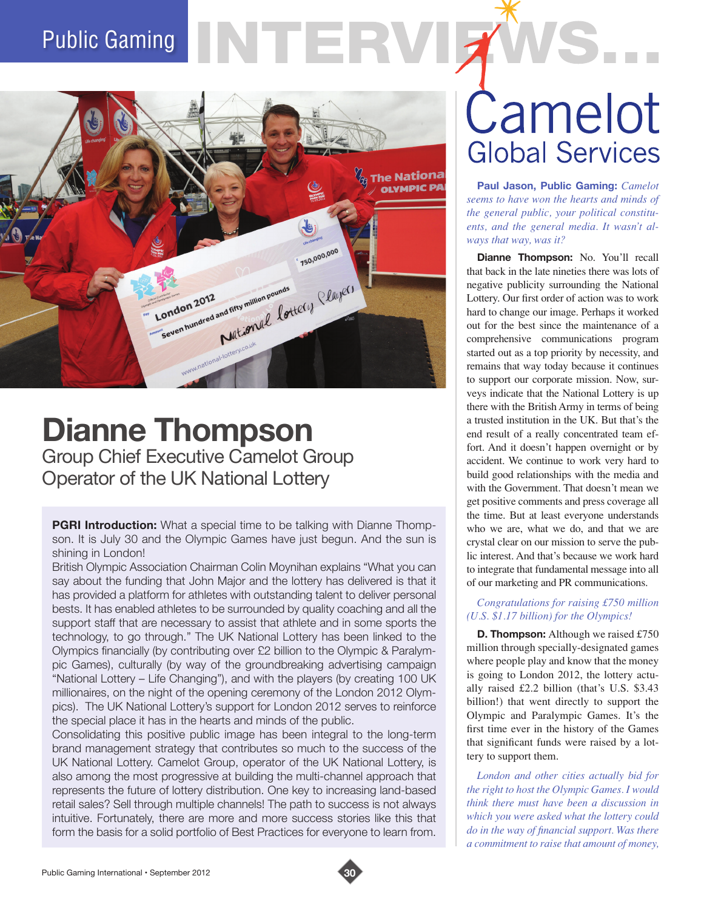# Public Gaming INTERVIEWS...

# Camelot Global Services

## Dianne Thompson

### Group Chief Executive Camelot Group
### Operator of the UK National Lottery

**PGRI Introduction:** What a special time to be talking with Dianne Thompson. It is July 30 and the Olympic Games have just begun. And the sun is shining in London!

British Olympic Association Chairman Colin Moynihan explains "What you can say about the funding that John Major and the lottery has delivered is that it has provided a platform for athletes with outstanding talent to deliver personal bests. It has enabled athletes to be surrounded by quality coaching and all the support staff that are necessary to assist that athlete and in some sports the technology, to go through." The UK National Lottery has been linked to the Olympics financially (by contributing over £2 billion to the Olympic & Paralympic Games), culturally (by way of the groundbreaking advertising campaign "National Lottery – Life Changing"), and with the players (by creating 100 UK millionaires, on the night of the opening ceremony of the London 2012 Olympics). The UK National Lottery's support for London 2012 serves to reinforce the special place it has in the hearts and minds of the public.

Consolidating this positive public image has been integral to the long-term brand management strategy that contributes so much to the success of the UK National Lottery. Camelot Group, operator of the UK National Lottery, is also among the most progressive at building the multi-channel approach that represents the future of lottery distribution. One key to increasing land-based retail sales? Sell through multiple channels! The path to success is not always intuitive. Fortunately, there are more and more success stories like this that form the basis for a solid portfolio of Best Practices for everyone to learn from.

**Paul Jason, Public Gaming:** *Camelot seems to have won the hearts and minds of the general public, your political constituents, and the general media. It wasn't always that way, was it?*

**Dianne Thompson:** No. You'll recall that back in the late nineties there was lots of negative publicity surrounding the National Lottery. Our first order of action was to work hard to change our image. Perhaps it worked out for the best since the maintenance of a comprehensive communications program started out as a top priority by necessity, and remains that way today because it continues to support our corporate mission. Now, surveys indicate that the National Lottery is up there with the British Army in terms of being a trusted institution in the UK. But that's the end result of a really concentrated team effort. And it doesn't happen overnight or by accident. We continue to work very hard to build good relationships with the media and with the Government. That doesn't mean we get positive comments and press coverage all the time. But at least everyone understands who we are, what we do, and that we are crystal clear on our mission to serve the public interest. And that's because we work hard to integrate that fundamental message into all of our marketing and PR communications.

*Congratulations for raising £750 million (U.S. $1.17 billion) for the Olympics!*

**D. Thompson:** Although we raised £750 million through specially-designated games where people play and know that the money is going to London 2012, the lottery actually raised £2.2 billion (that's U.S. $3.43 billion!) that went directly to support the Olympic and Paralympic Games. It's the first time ever in the history of the Games that significant funds were raised by a lottery to support them.

*London and other cities actually bid for the right to host the Olympic Games. I would think there must have been a discussion in which you were asked what the lottery could do in the way of financial support. Was there a commitment to raise that amount of money,*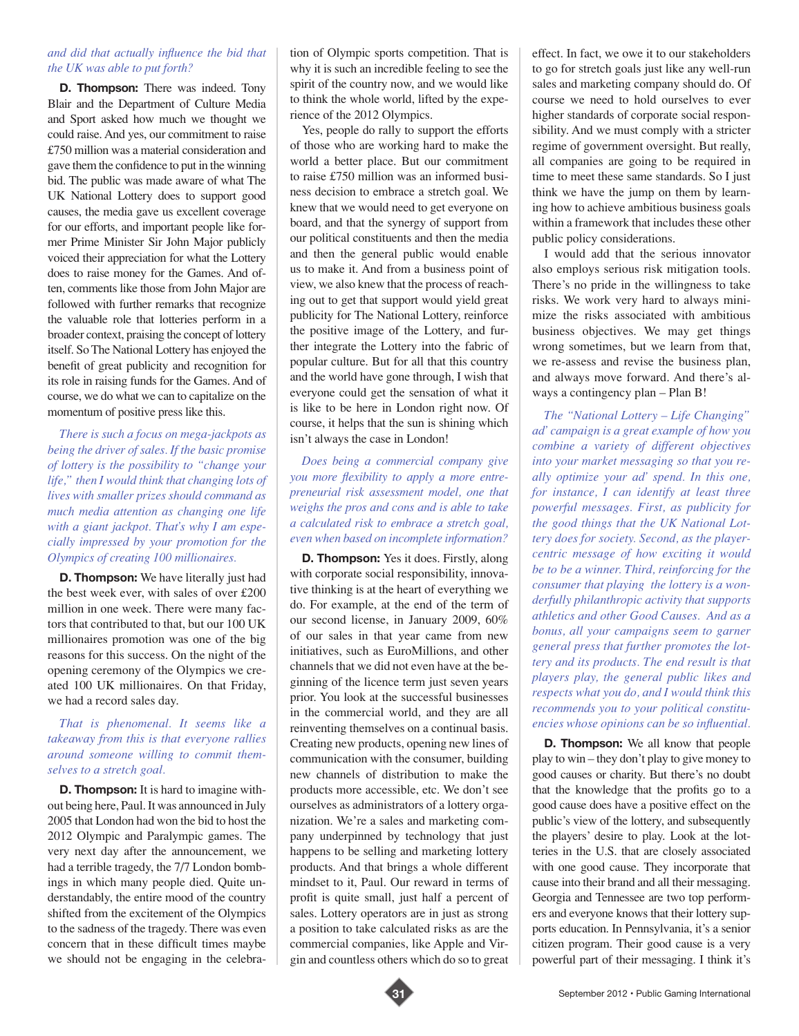*and did that actually influence the bid that the UK was able to put forth?*

**D. Thompson:** There was indeed. Tony Blair and the Department of Culture Media and Sport asked how much we thought we could raise. And yes, our commitment to raise £750 million was a material consideration and gave them the confidence to put in the winning bid. The public was made aware of what The UK National Lottery does to support good causes, the media gave us excellent coverage for our efforts, and important people like former Prime Minister Sir John Major publicly voiced their appreciation for what the Lottery does to raise money for the Games. And often, comments like those from John Major are followed with further remarks that recognize the valuable role that lotteries perform in a broader context, praising the concept of lottery itself. So The National Lottery has enjoyed the benefit of great publicity and recognition for its role in raising funds for the Games. And of course, we do what we can to capitalize on the momentum of positive press like this.

*There is such a focus on mega-jackpots as being the driver of sales. If the basic promise of lottery is the possibility to "change your life," then I would think that changing lots of lives with smaller prizes should command as much media attention as changing one life with a giant jackpot. That's why I am especially impressed by your promotion for the Olympics of creating 100 millionaires.*

**D. Thompson:** We have literally just had the best week ever, with sales of over £200 million in one week. There were many factors that contributed to that, but our 100 UK millionaires promotion was one of the big reasons for this success. On the night of the opening ceremony of the Olympics we created 100 UK millionaires. On that Friday, we had a record sales day.

*That is phenomenal. It seems like a takeaway from this is that everyone rallies around someone willing to commit themselves to a stretch goal.*

**D. Thompson:** It is hard to imagine without being here, Paul. It was announced in July 2005 that London had won the bid to host the 2012 Olympic and Paralympic games. The very next day after the announcement, we had a terrible tragedy, the 7/7 London bombings in which many people died. Quite understandably, the entire mood of the country shifted from the excitement of the Olympics to the sadness of the tragedy. There was even concern that in these difficult times maybe we should not be engaging in the celebration of Olympic sports competition. That is why it is such an incredible feeling to see the spirit of the country now, and we would like to think the whole world, lifted by the experience of the 2012 Olympics.

Yes, people do rally to support the efforts of those who are working hard to make the world a better place. But our commitment to raise £750 million was an informed business decision to embrace a stretch goal. We knew that we would need to get everyone on board, and that the synergy of support from our political constituents and then the media and then the general public would enable us to make it. And from a business point of view, we also knew that the process of reaching out to get that support would yield great publicity for The National Lottery, reinforce the positive image of the Lottery, and further integrate the Lottery into the fabric of popular culture. But for all that this country and the world have gone through, I wish that everyone could get the sensation of what it is like to be here in London right now. Of course, it helps that the sun is shining which isn't always the case in London!

*Does being a commercial company give you more flexibility to apply a more entrepreneurial risk assessment model, one that weighs the pros and cons and is able to take a calculated risk to embrace a stretch goal, even when based on incomplete information?*

**D. Thompson:** Yes it does. Firstly, along with corporate social responsibility, innovative thinking is at the heart of everything we do. For example, at the end of the term of our second license, in January 2009, 60% of our sales in that year came from new initiatives, such as EuroMillions, and other channels that we did not even have at the beginning of the licence term just seven years prior. You look at the successful businesses in the commercial world, and they are all reinventing themselves on a continual basis. Creating new products, opening new lines of communication with the consumer, building new channels of distribution to make the products more accessible, etc. We don't see ourselves as administrators of a lottery organization. We're a sales and marketing company underpinned by technology that just happens to be selling and marketing lottery products. And that brings a whole different mindset to it, Paul. Our reward in terms of profit is quite small, just half a percent of sales. Lottery operators are in just as strong a position to take calculated risks as are the commercial companies, like Apple and Virgin and countless others which do so to great effect. In fact, we owe it to our stakeholders to go for stretch goals just like any well-run sales and marketing company should do. Of course we need to hold ourselves to ever higher standards of corporate social responsibility. And we must comply with a stricter regime of government oversight. But really, all companies are going to be required in time to meet these same standards. So I just think we have the jump on them by learning how to achieve ambitious business goals within a framework that includes these other public policy considerations.

I would add that the serious innovator also employs serious risk mitigation tools. There's no pride in the willingness to take risks. We work very hard to always minimize the risks associated with ambitious business objectives. We may get things wrong sometimes, but we learn from that, we re-assess and revise the business plan, and always move forward. And there's always a contingency plan – Plan B!

*The "National Lottery – Life Changing" ad' campaign is a great example of how you combine a variety of different objectives into your market messaging so that you really optimize your ad' spend. In this one, for instance, I can identify at least three powerful messages. First, as publicity for the good things that the UK National Lottery does for society. Second, as the player-centric message of how exciting it would be to be a winner. Third, reinforcing for the consumer that playing the lottery is a wonderfully philanthropic activity that supports athletics and other Good Causes. And as a bonus, all your campaigns seem to garner general press that further promotes the lottery and its products. The end result is that players play, the general public likes and respects what you do, and I would think this recommends you to your political constituencies whose opinions can be so influential.*

**D. Thompson:** We all know that people play to win – they don't play to give money to good causes or charity. But there's no doubt that the knowledge that the profits go to a good cause does have a positive effect on the public's view of the lottery, and subsequently the players' desire to play. Look at the lotteries in the U.S. that are closely associated with one good cause. They incorporate that cause into their brand and all their messaging. Georgia and Tennessee are two top performers and everyone knows that their lottery supports education. In Pennsylvania, it's a senior citizen program. Their good cause is a very powerful part of their messaging. I think it's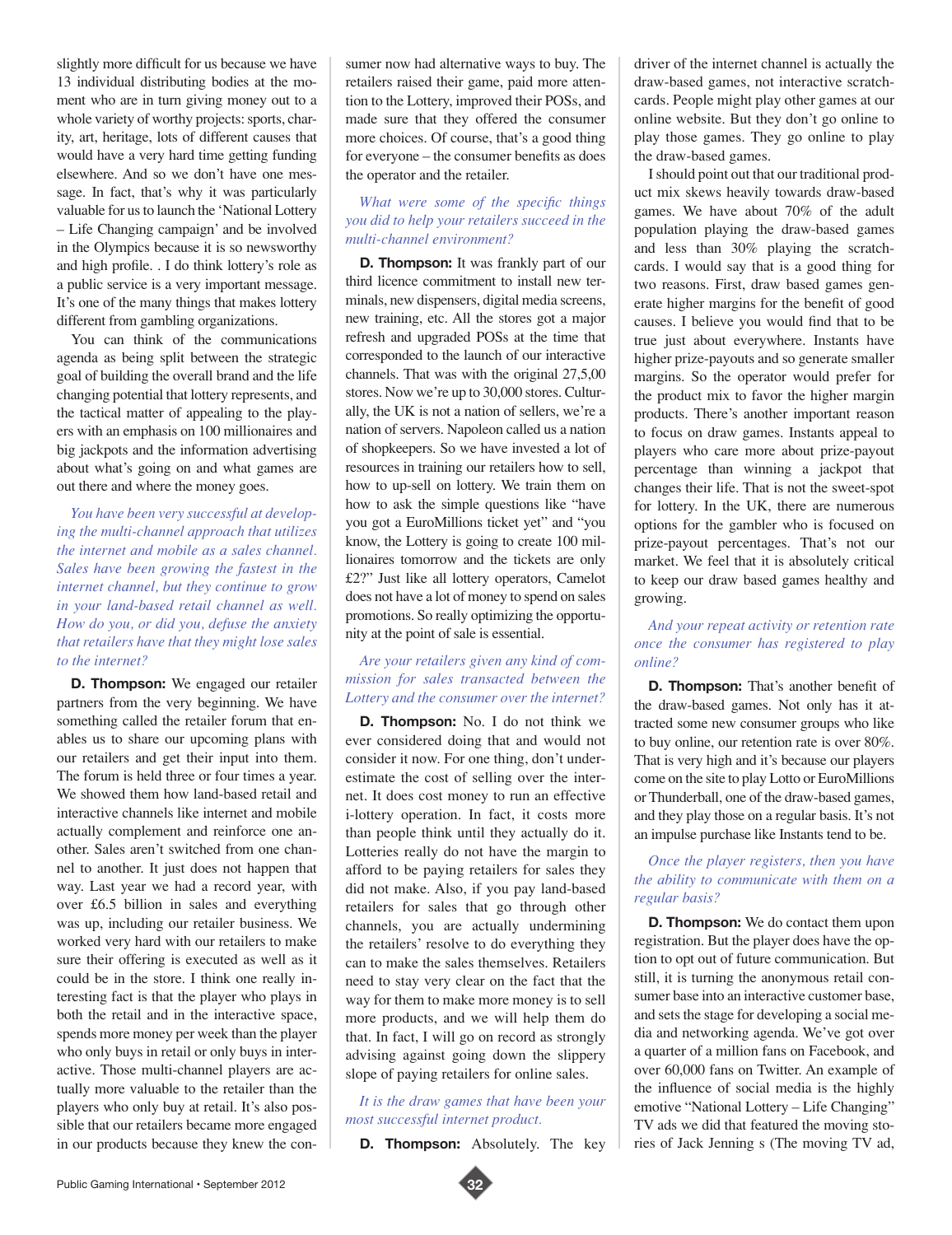slightly more difficult for us because we have 13 individual distributing bodies at the moment who are in turn giving money out to a whole variety of worthy projects: sports, charity, art, heritage, lots of different causes that would have a very hard time getting funding elsewhere. And so we don't have one message. In fact, that's why it was particularly valuable for us to launch the 'National Lottery – Life Changing campaign' and be involved in the Olympics because it is so newsworthy and high profile. . I do think lottery's role as a public service is a very important message. It's one of the many things that makes lottery different from gambling organizations.

You can think of the communications agenda as being split between the strategic goal of building the overall brand and the life changing potential that lottery represents, and the tactical matter of appealing to the players with an emphasis on 100 millionaires and big jackpots and the information advertising about what's going on and what games are out there and where the money goes.

*You have been very successful at developing the multi-channel approach that utilizes the internet and mobile as a sales channel. Sales have been growing the fastest in the internet channel, but they continue to grow in your land-based retail channel as well. How do you, or did you, defuse the anxiety that retailers have that they might lose sales to the internet?*

**D. Thompson:** We engaged our retailer partners from the very beginning. We have something called the retailer forum that enables us to share our upcoming plans with our retailers and get their input into them. The forum is held three or four times a year. We showed them how land-based retail and interactive channels like internet and mobile actually complement and reinforce one another. Sales aren't switched from one channel to another. It just does not happen that way. Last year we had a record year, with over £6.5 billion in sales and everything was up, including our retailer business. We worked very hard with our retailers to make sure their offering is executed as well as it could be in the store. I think one really interesting fact is that the player who plays in both the retail and in the interactive space, spends more money per week than the player who only buys in retail or only buys in interactive. Those multi-channel players are actually more valuable to the retailer than the players who only buy at retail. It's also possible that our retailers became more engaged in our products because they knew the consumer now had alternative ways to buy. The retailers raised their game, paid more attention to the Lottery, improved their POSs, and made sure that they offered the consumer more choices. Of course, that's a good thing for everyone – the consumer benefits as does the operator and the retailer.

*What were some of the specific things you did to help your retailers succeed in the multi-channel environment?*

**D. Thompson:** It was frankly part of our third licence commitment to install new terminals, new dispensers, digital media screens, new training, etc. All the stores got a major refresh and upgraded POSs at the time that corresponded to the launch of our interactive channels. That was with the original 27,5,00 stores. Now we're up to 30,000 stores. Culturally, the UK is not a nation of sellers, we're a nation of servers. Napoleon called us a nation of shopkeepers. So we have invested a lot of resources in training our retailers how to sell, how to up-sell on lottery. We train them on how to ask the simple questions like "have you got a EuroMillions ticket yet" and "you know, the Lottery is going to create 100 millionaires tomorrow and the tickets are only £2?" Just like all lottery operators, Camelot does not have a lot of money to spend on sales promotions. So really optimizing the opportunity at the point of sale is essential.

*Are your retailers given any kind of commission for sales transacted between the Lottery and the consumer over the internet?*

**D. Thompson:** No. I do not think we ever considered doing that and would not consider it now. For one thing, don't underestimate the cost of selling over the internet. It does cost money to run an effective i-lottery operation. In fact, it costs more than people think until they actually do it. Lotteries really do not have the margin to afford to be paying retailers for sales they did not make. Also, if you pay land-based retailers for sales that go through other channels, you are actually undermining the retailers' resolve to do everything they can to make the sales themselves. Retailers need to stay very clear on the fact that the way for them to make more money is to sell more products, and we will help them do that. In fact, I will go on record as strongly advising against going down the slippery slope of paying retailers for online sales.

*It is the draw games that have been your most successful internet product.*

**D. Thompson:** Absolutely. The key driver of the internet channel is actually the draw-based games, not interactive scratchcards. People might play other games at our online website. But they don't go online to play those games. They go online to play the draw-based games.

I should point out that our traditional product mix skews heavily towards draw-based games. We have about 70% of the adult population playing the draw-based games and less than 30% playing the scratchcards. I would say that is a good thing for two reasons. First, draw based games generate higher margins for the benefit of good causes. I believe you would find that to be true just about everywhere. Instants have higher prize-payouts and so generate smaller margins. So the operator would prefer for the product mix to favor the higher margin products. There's another important reason to focus on draw games. Instants appeal to players who care more about prize-payout percentage than winning a jackpot that changes their life. That is not the sweet-spot for lottery. In the UK, there are numerous options for the gambler who is focused on prize-payout percentages. That's not our market. We feel that it is absolutely critical to keep our draw based games healthy and growing.

*And your repeat activity or retention rate once the consumer has registered to play online?*

**D. Thompson:** That's another benefit of the draw-based games. Not only has it attracted some new consumer groups who like to buy online, our retention rate is over 80%. That is very high and it's because our players come on the site to play Lotto or EuroMillions or Thunderball, one of the draw-based games, and they play those on a regular basis. It's not an impulse purchase like Instants tend to be.

*Once the player registers, then you have the ability to communicate with them on a regular basis?*

**D. Thompson:** We do contact them upon registration. But the player does have the option to opt out of future communication. But still, it is turning the anonymous retail consumer base into an interactive customer base, and sets the stage for developing a social media and networking agenda. We've got over a quarter of a million fans on Facebook, and over 60,000 fans on Twitter. An example of the influence of social media is the highly emotive "National Lottery – Life Changing" TV ads we did that featured the moving stories of Jack Jenning s (The moving TV ad,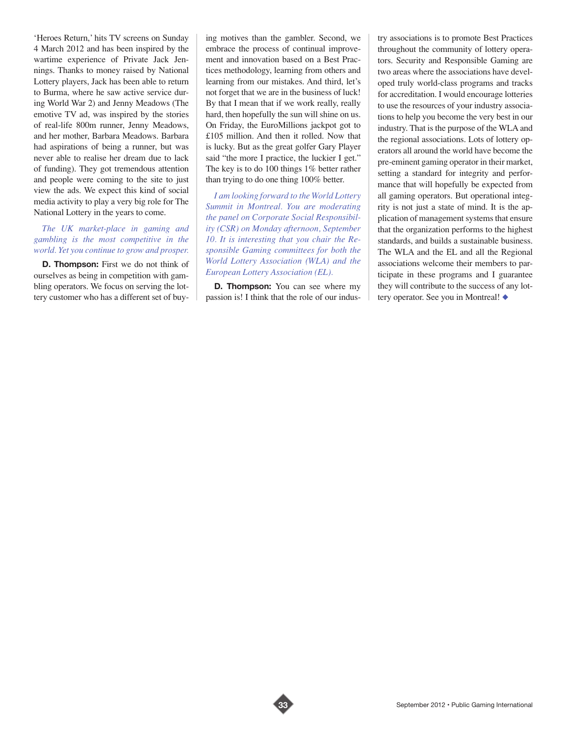'Heroes Return,' hits TV screens on Sunday 4 March 2012 and has been inspired by the wartime experience of Private Jack Jennings. Thanks to money raised by National Lottery players, Jack has been able to return to Burma, where he saw active service during World War 2) and Jenny Meadows (The emotive TV ad, was inspired by the stories of real-life 800m runner, Jenny Meadows, and her mother, Barbara Meadows. Barbara had aspirations of being a runner, but was never able to realise her dream due to lack of funding). They got tremendous attention and people were coming to the site to just view the ads. We expect this kind of social media activity to play a very big role for The National Lottery in the years to come.

*The UK market-place in gaming and gambling is the most competitive in the world. Yet you continue to grow and prosper.*

**D. Thompson:** First we do not think of ourselves as being in competition with gambling operators. We focus on serving the lottery customer who has a different set of buying motives than the gambler. Second, we embrace the process of continual improvement and innovation based on a Best Practices methodology, learning from others and learning from our mistakes. And third, let's not forget that we are in the business of luck! By that I mean that if we work really, really hard, then hopefully the sun will shine on us. On Friday, the EuroMillions jackpot got to £105 million. And then it rolled. Now that is lucky. But as the great golfer Gary Player said "the more I practice, the luckier I get." The key is to do 100 things 1% better rather than trying to do one thing 100% better.

*I am looking forward to the World Lottery Summit in Montreal. You are moderating the panel on Corporate Social Responsibility (CSR) on Monday afternoon, September 10. It is interesting that you chair the Responsible Gaming committees for both the World Lottery Association (WLA) and the European Lottery Association (EL).*

**D. Thompson:** You can see where my passion is! I think that the role of our industry associations is to promote Best Practices throughout the community of lottery operators. Security and Responsible Gaming are two areas where the associations have developed truly world-class programs and tracks for accreditation. I would encourage lotteries to use the resources of your industry associations to help you become the very best in our industry. That is the purpose of the WLA and the regional associations. Lots of lottery operators all around the world have become the pre-eminent gaming operator in their market, setting a standard for integrity and performance that will hopefully be expected from all gaming operators. But operational integrity is not just a state of mind. It is the application of management systems that ensure that the organization performs to the highest standards, and builds a sustainable business. The WLA and the EL and all the Regional associations welcome their members to participate in these programs and I guarantee they will contribute to the success of any lottery operator. See you in Montreal! ◆